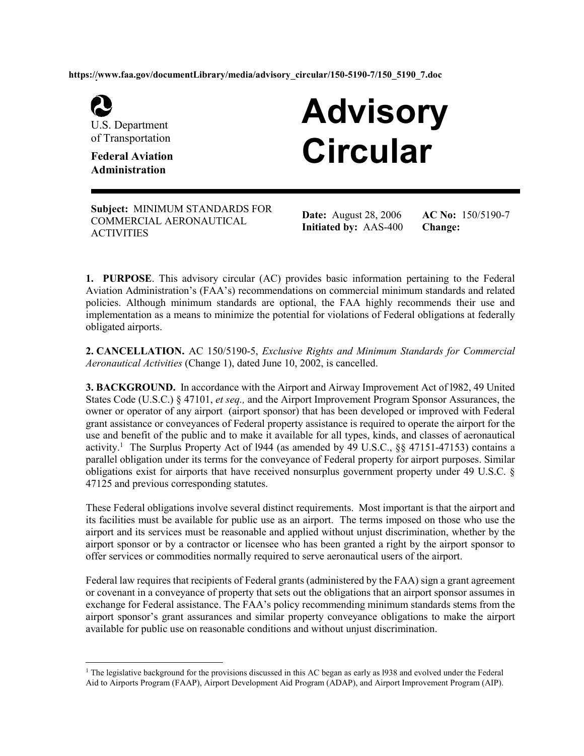https://www.faa.gov/documentLibrary/media/advisory_circular/150-5190-7/150_5190_7.doc

U.S. Department
of Transportation

**Federal Aviation Administration**

# Advisory Circular

**Subject:** MINIMUM STANDARDS FOR COMMERCIAL AERONAUTICAL ACTIVITIES

**Date:** August 28, 2006
**Initiated by:** AAS-400

**AC No:** 150/5190-7
**Change:**

**1. PURPOSE**. This advisory circular (AC) provides basic information pertaining to the Federal Aviation Administration's (FAA's) recommendations on commercial minimum standards and related policies. Although minimum standards are optional, the FAA highly recommends their use and implementation as a means to minimize the potential for violations of Federal obligations at federally obligated airports.

**2. CANCELLATION.** AC 150/5190-5, *Exclusive Rights and Minimum Standards for Commercial Aeronautical Activities* (Change 1), dated June 10, 2002, is cancelled.

**3. BACKGROUND.** In accordance with the Airport and Airway Improvement Act of l982, 49 United States Code (U.S.C.) § 47101, *et seq.,* and the Airport Improvement Program Sponsor Assurances, the owner or operator of any airport (airport sponsor) that has been developed or improved with Federal grant assistance or conveyances of Federal property assistance is required to operate the airport for the use and benefit of the public and to make it available for all types, kinds, and classes of aeronautical activity.[1] The Surplus Property Act of l944 (as amended by 49 U.S.C., §§ 47151-47153) contains a parallel obligation under its terms for the conveyance of Federal property for airport purposes. Similar obligations exist for airports that have received nonsurplus government property under 49 U.S.C. § 47125 and previous corresponding statutes.

These Federal obligations involve several distinct requirements. Most important is that the airport and its facilities must be available for public use as an airport. The terms imposed on those who use the airport and its services must be reasonable and applied without unjust discrimination, whether by the airport sponsor or by a contractor or licensee who has been granted a right by the airport sponsor to offer services or commodities normally required to serve aeronautical users of the airport.

Federal law requires that recipients of Federal grants (administered by the FAA) sign a grant agreement or covenant in a conveyance of property that sets out the obligations that an airport sponsor assumes in exchange for Federal assistance. The FAA's policy recommending minimum standards stems from the airport sponsor's grant assurances and similar property conveyance obligations to make the airport available for public use on reasonable conditions and without unjust discrimination.

[1] The legislative background for the provisions discussed in this AC began as early as l938 and evolved under the Federal Aid to Airports Program (FAAP), Airport Development Aid Program (ADAP), and Airport Improvement Program (AIP).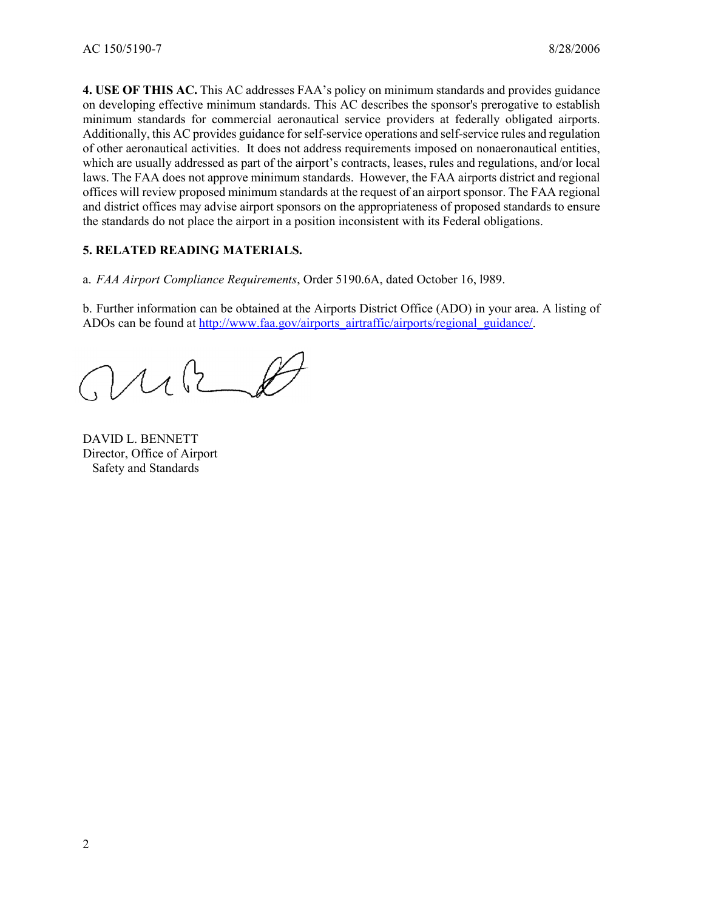**4. USE OF THIS AC.** This AC addresses FAA's policy on minimum standards and provides guidance on developing effective minimum standards. This AC describes the sponsor's prerogative to establish minimum standards for commercial aeronautical service providers at federally obligated airports. Additionally, this AC provides guidance for self-service operations and self-service rules and regulation of other aeronautical activities. It does not address requirements imposed on nonaeronautical entities, which are usually addressed as part of the airport's contracts, leases, rules and regulations, and/or local laws. The FAA does not approve minimum standards. However, the FAA airports district and regional offices will review proposed minimum standards at the request of an airport sponsor. The FAA regional and district offices may advise airport sponsors on the appropriateness of proposed standards to ensure the standards do not place the airport in a position inconsistent with its Federal obligations.

**5. RELATED READING MATERIALS.**

a. *FAA Airport Compliance Requirements*, Order 5190.6A, dated October 16, l989.

b. Further information can be obtained at the Airports District Office (ADO) in your area. A listing of ADOs can be found at http://www.faa.gov/airports_airtraffic/airports/regional_guidance/.

DAVID L. BENNETT
Director, Office of Airport
Safety and Standards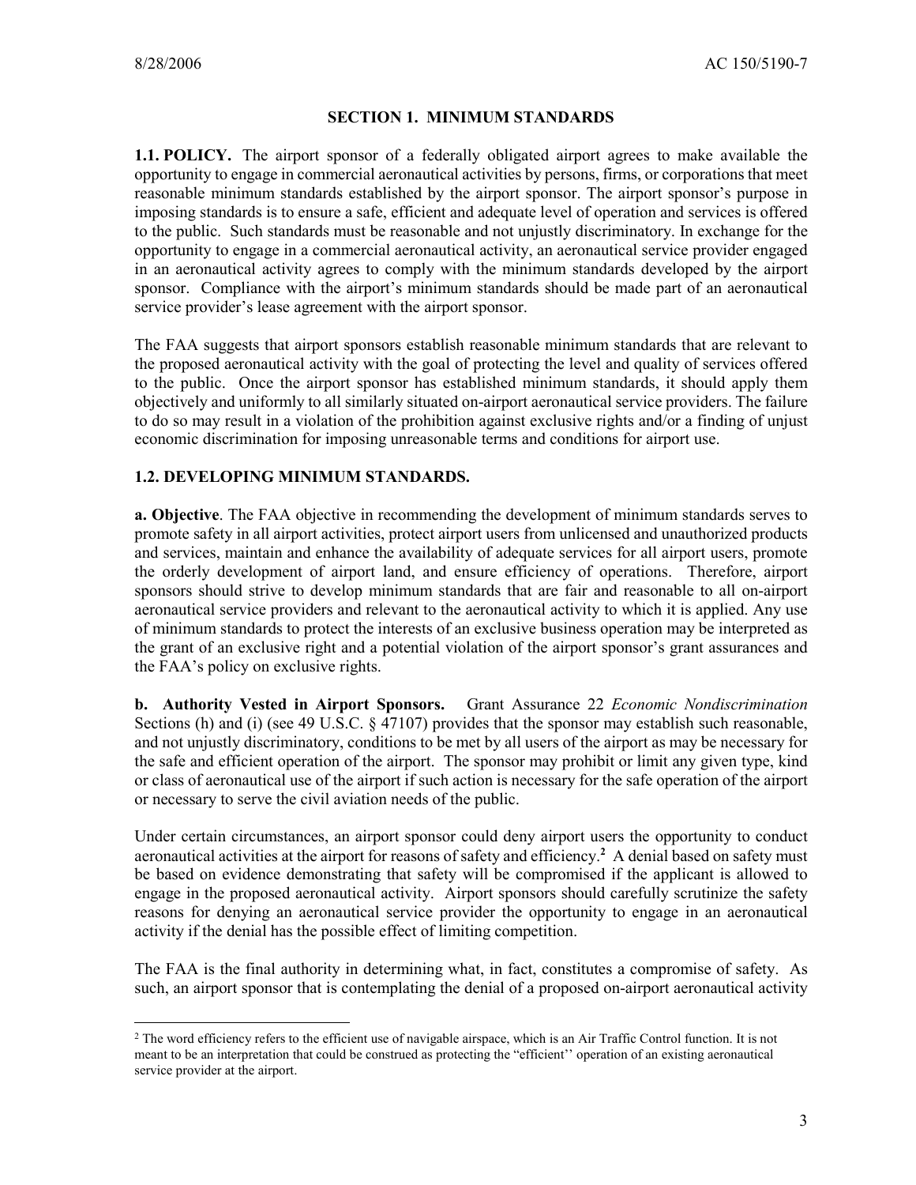## SECTION 1. MINIMUM STANDARDS

**1.1. POLICY.** The airport sponsor of a federally obligated airport agrees to make available the opportunity to engage in commercial aeronautical activities by persons, firms, or corporations that meet reasonable minimum standards established by the airport sponsor. The airport sponsor's purpose in imposing standards is to ensure a safe, efficient and adequate level of operation and services is offered to the public. Such standards must be reasonable and not unjustly discriminatory. In exchange for the opportunity to engage in a commercial aeronautical activity, an aeronautical service provider engaged in an aeronautical activity agrees to comply with the minimum standards developed by the airport sponsor. Compliance with the airport's minimum standards should be made part of an aeronautical service provider's lease agreement with the airport sponsor.

The FAA suggests that airport sponsors establish reasonable minimum standards that are relevant to the proposed aeronautical activity with the goal of protecting the level and quality of services offered to the public. Once the airport sponsor has established minimum standards, it should apply them objectively and uniformly to all similarly situated on-airport aeronautical service providers. The failure to do so may result in a violation of the prohibition against exclusive rights and/or a finding of unjust economic discrimination for imposing unreasonable terms and conditions for airport use.

**1.2. DEVELOPING MINIMUM STANDARDS.**

**a. Objective**. The FAA objective in recommending the development of minimum standards serves to promote safety in all airport activities, protect airport users from unlicensed and unauthorized products and services, maintain and enhance the availability of adequate services for all airport users, promote the orderly development of airport land, and ensure efficiency of operations. Therefore, airport sponsors should strive to develop minimum standards that are fair and reasonable to all on-airport aeronautical service providers and relevant to the aeronautical activity to which it is applied. Any use of minimum standards to protect the interests of an exclusive business operation may be interpreted as the grant of an exclusive right and a potential violation of the airport sponsor's grant assurances and the FAA's policy on exclusive rights.

**b. Authority Vested in Airport Sponsors.** Grant Assurance 22 *Economic Nondiscrimination* Sections (h) and (i) (see 49 U.S.C. § 47107) provides that the sponsor may establish such reasonable, and not unjustly discriminatory, conditions to be met by all users of the airport as may be necessary for the safe and efficient operation of the airport. The sponsor may prohibit or limit any given type, kind or class of aeronautical use of the airport if such action is necessary for the safe operation of the airport or necessary to serve the civil aviation needs of the public.

Under certain circumstances, an airport sponsor could deny airport users the opportunity to conduct aeronautical activities at the airport for reasons of safety and efficiency.[2] A denial based on safety must be based on evidence demonstrating that safety will be compromised if the applicant is allowed to engage in the proposed aeronautical activity. Airport sponsors should carefully scrutinize the safety reasons for denying an aeronautical service provider the opportunity to engage in an aeronautical activity if the denial has the possible effect of limiting competition.

The FAA is the final authority in determining what, in fact, constitutes a compromise of safety. As such, an airport sponsor that is contemplating the denial of a proposed on-airport aeronautical activity

---

[2] The word efficiency refers to the efficient use of navigable airspace, which is an Air Traffic Control function. It is not meant to be an interpretation that could be construed as protecting the "efficient'' operation of an existing aeronautical service provider at the airport.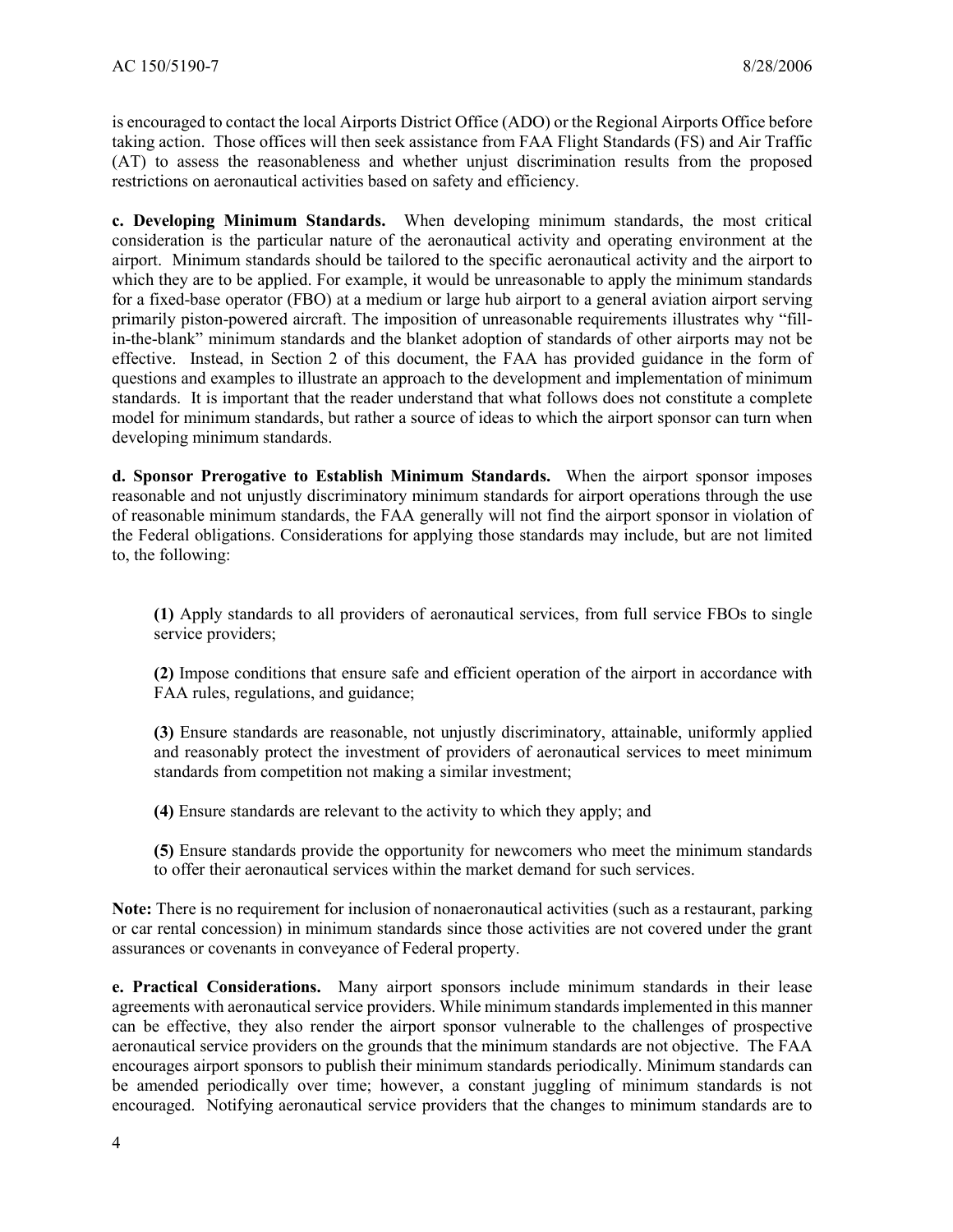is encouraged to contact the local Airports District Office (ADO) or the Regional Airports Office before taking action. Those offices will then seek assistance from FAA Flight Standards (FS) and Air Traffic (AT) to assess the reasonableness and whether unjust discrimination results from the proposed restrictions on aeronautical activities based on safety and efficiency.

**c. Developing Minimum Standards.** When developing minimum standards, the most critical consideration is the particular nature of the aeronautical activity and operating environment at the airport. Minimum standards should be tailored to the specific aeronautical activity and the airport to which they are to be applied. For example, it would be unreasonable to apply the minimum standards for a fixed-base operator (FBO) at a medium or large hub airport to a general aviation airport serving primarily piston-powered aircraft. The imposition of unreasonable requirements illustrates why "fill-in-the-blank" minimum standards and the blanket adoption of standards of other airports may not be effective. Instead, in Section 2 of this document, the FAA has provided guidance in the form of questions and examples to illustrate an approach to the development and implementation of minimum standards. It is important that the reader understand that what follows does not constitute a complete model for minimum standards, but rather a source of ideas to which the airport sponsor can turn when developing minimum standards.

**d. Sponsor Prerogative to Establish Minimum Standards.** When the airport sponsor imposes reasonable and not unjustly discriminatory minimum standards for airport operations through the use of reasonable minimum standards, the FAA generally will not find the airport sponsor in violation of the Federal obligations. Considerations for applying those standards may include, but are not limited to, the following:

**(1)** Apply standards to all providers of aeronautical services, from full service FBOs to single service providers;

**(2)** Impose conditions that ensure safe and efficient operation of the airport in accordance with FAA rules, regulations, and guidance;

**(3)** Ensure standards are reasonable, not unjustly discriminatory, attainable, uniformly applied and reasonably protect the investment of providers of aeronautical services to meet minimum standards from competition not making a similar investment;

**(4)** Ensure standards are relevant to the activity to which they apply; and

**(5)** Ensure standards provide the opportunity for newcomers who meet the minimum standards to offer their aeronautical services within the market demand for such services.

**Note:** There is no requirement for inclusion of nonaeronautical activities (such as a restaurant, parking or car rental concession) in minimum standards since those activities are not covered under the grant assurances or covenants in conveyance of Federal property.

**e. Practical Considerations.** Many airport sponsors include minimum standards in their lease agreements with aeronautical service providers. While minimum standards implemented in this manner can be effective, they also render the airport sponsor vulnerable to the challenges of prospective aeronautical service providers on the grounds that the minimum standards are not objective. The FAA encourages airport sponsors to publish their minimum standards periodically. Minimum standards can be amended periodically over time; however, a constant juggling of minimum standards is not encouraged. Notifying aeronautical service providers that the changes to minimum standards are to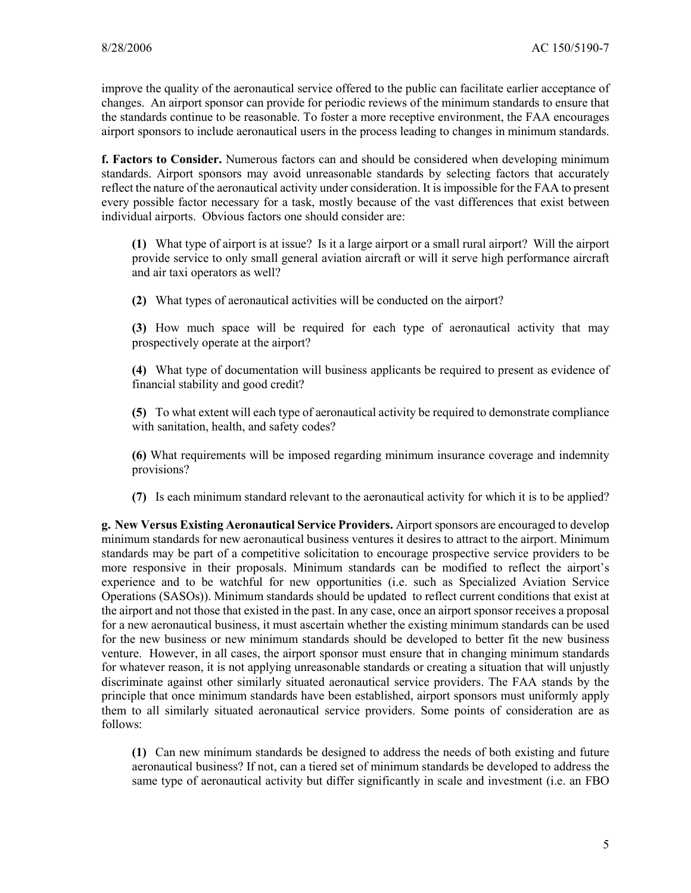improve the quality of the aeronautical service offered to the public can facilitate earlier acceptance of changes. An airport sponsor can provide for periodic reviews of the minimum standards to ensure that the standards continue to be reasonable. To foster a more receptive environment, the FAA encourages airport sponsors to include aeronautical users in the process leading to changes in minimum standards.

**f. Factors to Consider.** Numerous factors can and should be considered when developing minimum standards. Airport sponsors may avoid unreasonable standards by selecting factors that accurately reflect the nature of the aeronautical activity under consideration. It is impossible for the FAA to present every possible factor necessary for a task, mostly because of the vast differences that exist between individual airports. Obvious factors one should consider are:

**(1)** What type of airport is at issue? Is it a large airport or a small rural airport? Will the airport provide service to only small general aviation aircraft or will it serve high performance aircraft and air taxi operators as well?

**(2)** What types of aeronautical activities will be conducted on the airport?

**(3)** How much space will be required for each type of aeronautical activity that may prospectively operate at the airport?

**(4)** What type of documentation will business applicants be required to present as evidence of financial stability and good credit?

**(5)** To what extent will each type of aeronautical activity be required to demonstrate compliance with sanitation, health, and safety codes?

**(6)** What requirements will be imposed regarding minimum insurance coverage and indemnity provisions?

**(7)** Is each minimum standard relevant to the aeronautical activity for which it is to be applied?

**g. New Versus Existing Aeronautical Service Providers.** Airport sponsors are encouraged to develop minimum standards for new aeronautical business ventures it desires to attract to the airport. Minimum standards may be part of a competitive solicitation to encourage prospective service providers to be more responsive in their proposals. Minimum standards can be modified to reflect the airport's experience and to be watchful for new opportunities (i.e. such as Specialized Aviation Service Operations (SASOs)). Minimum standards should be updated to reflect current conditions that exist at the airport and not those that existed in the past. In any case, once an airport sponsor receives a proposal for a new aeronautical business, it must ascertain whether the existing minimum standards can be used for the new business or new minimum standards should be developed to better fit the new business venture. However, in all cases, the airport sponsor must ensure that in changing minimum standards for whatever reason, it is not applying unreasonable standards or creating a situation that will unjustly discriminate against other similarly situated aeronautical service providers. The FAA stands by the principle that once minimum standards have been established, airport sponsors must uniformly apply them to all similarly situated aeronautical service providers. Some points of consideration are as follows:

**(1)** Can new minimum standards be designed to address the needs of both existing and future aeronautical business? If not, can a tiered set of minimum standards be developed to address the same type of aeronautical activity but differ significantly in scale and investment (i.e. an FBO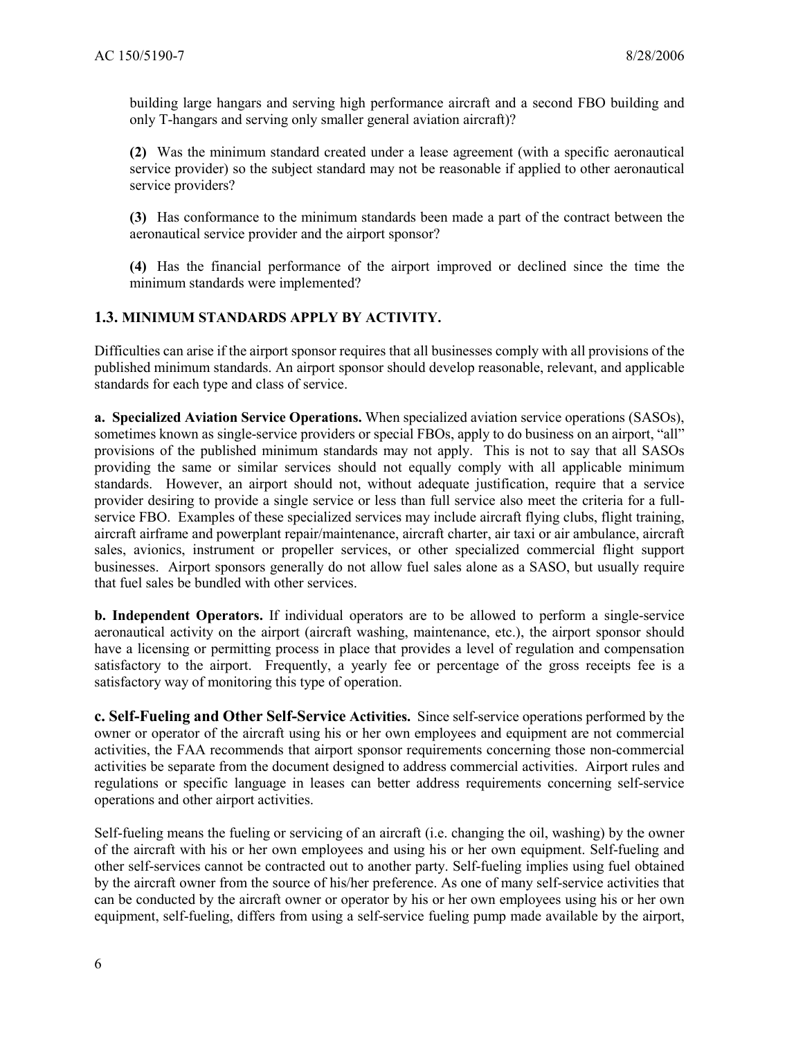building large hangars and serving high performance aircraft and a second FBO building and only T-hangars and serving only smaller general aviation aircraft)?

**(2)** Was the minimum standard created under a lease agreement (with a specific aeronautical service provider) so the subject standard may not be reasonable if applied to other aeronautical service providers?

**(3)** Has conformance to the minimum standards been made a part of the contract between the aeronautical service provider and the airport sponsor?

**(4)** Has the financial performance of the airport improved or declined since the time the minimum standards were implemented?

### 1.3. MINIMUM STANDARDS APPLY BY ACTIVITY.

Difficulties can arise if the airport sponsor requires that all businesses comply with all provisions of the published minimum standards. An airport sponsor should develop reasonable, relevant, and applicable standards for each type and class of service.

**a. Specialized Aviation Service Operations.** When specialized aviation service operations (SASOs), sometimes known as single-service providers or special FBOs, apply to do business on an airport, "all" provisions of the published minimum standards may not apply. This is not to say that all SASOs providing the same or similar services should not equally comply with all applicable minimum standards. However, an airport should not, without adequate justification, require that a service provider desiring to provide a single service or less than full service also meet the criteria for a full-service FBO. Examples of these specialized services may include aircraft flying clubs, flight training, aircraft airframe and powerplant repair/maintenance, aircraft charter, air taxi or air ambulance, aircraft sales, avionics, instrument or propeller services, or other specialized commercial flight support businesses. Airport sponsors generally do not allow fuel sales alone as a SASO, but usually require that fuel sales be bundled with other services.

**b. Independent Operators.** If individual operators are to be allowed to perform a single-service aeronautical activity on the airport (aircraft washing, maintenance, etc.), the airport sponsor should have a licensing or permitting process in place that provides a level of regulation and compensation satisfactory to the airport. Frequently, a yearly fee or percentage of the gross receipts fee is a satisfactory way of monitoring this type of operation.

**c. Self-Fueling and Other Self-Service Activities.** Since self-service operations performed by the owner or operator of the aircraft using his or her own employees and equipment are not commercial activities, the FAA recommends that airport sponsor requirements concerning those non-commercial activities be separate from the document designed to address commercial activities. Airport rules and regulations or specific language in leases can better address requirements concerning self-service operations and other airport activities.

Self-fueling means the fueling or servicing of an aircraft (i.e. changing the oil, washing) by the owner of the aircraft with his or her own employees and using his or her own equipment. Self-fueling and other self-services cannot be contracted out to another party. Self-fueling implies using fuel obtained by the aircraft owner from the source of his/her preference. As one of many self-service activities that can be conducted by the aircraft owner or operator by his or her own employees using his or her own equipment, self-fueling, differs from using a self-service fueling pump made available by the airport,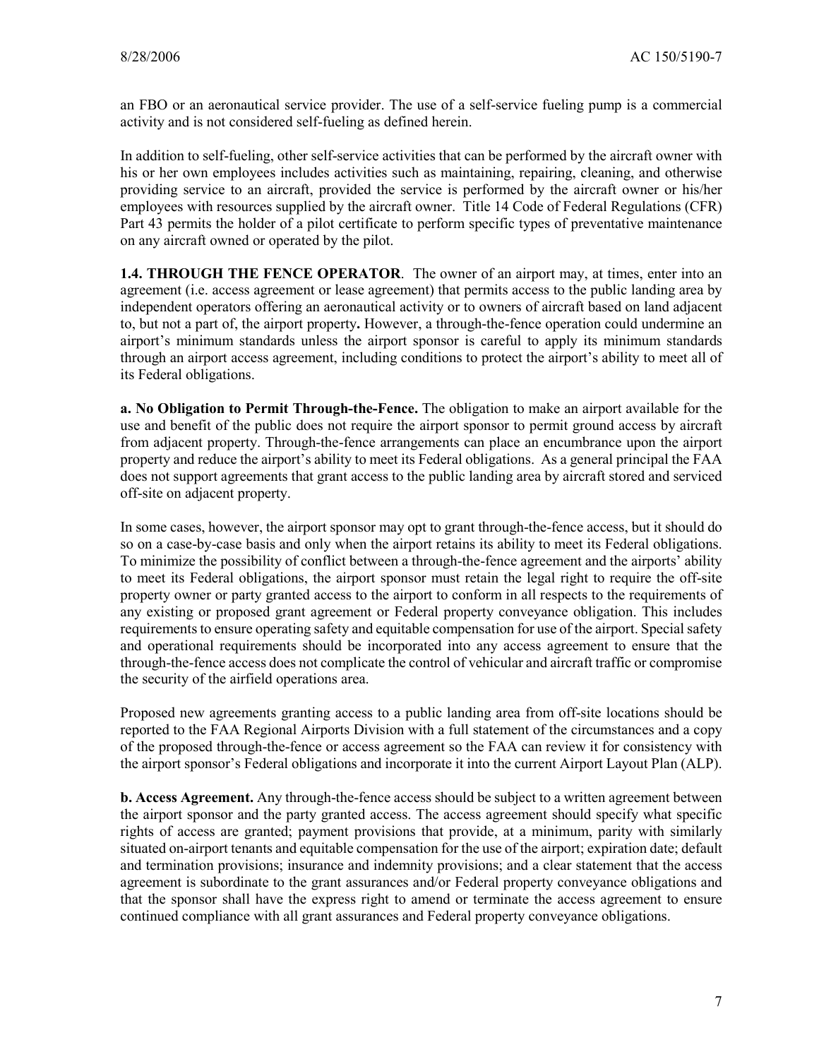an FBO or an aeronautical service provider. The use of a self-service fueling pump is a commercial activity and is not considered self-fueling as defined herein.

In addition to self-fueling, other self-service activities that can be performed by the aircraft owner with his or her own employees includes activities such as maintaining, repairing, cleaning, and otherwise providing service to an aircraft, provided the service is performed by the aircraft owner or his/her employees with resources supplied by the aircraft owner. Title 14 Code of Federal Regulations (CFR) Part 43 permits the holder of a pilot certificate to perform specific types of preventative maintenance on any aircraft owned or operated by the pilot.

**1.4. THROUGH THE FENCE OPERATOR**. The owner of an airport may, at times, enter into an agreement (i.e. access agreement or lease agreement) that permits access to the public landing area by independent operators offering an aeronautical activity or to owners of aircraft based on land adjacent to, but not a part of, the airport property**.** However, a through-the-fence operation could undermine an airport's minimum standards unless the airport sponsor is careful to apply its minimum standards through an airport access agreement, including conditions to protect the airport's ability to meet all of its Federal obligations.

**a. No Obligation to Permit Through-the-Fence.** The obligation to make an airport available for the use and benefit of the public does not require the airport sponsor to permit ground access by aircraft from adjacent property. Through-the-fence arrangements can place an encumbrance upon the airport property and reduce the airport's ability to meet its Federal obligations. As a general principal the FAA does not support agreements that grant access to the public landing area by aircraft stored and serviced off-site on adjacent property.

In some cases, however, the airport sponsor may opt to grant through-the-fence access, but it should do so on a case-by-case basis and only when the airport retains its ability to meet its Federal obligations. To minimize the possibility of conflict between a through-the-fence agreement and the airports' ability to meet its Federal obligations, the airport sponsor must retain the legal right to require the off-site property owner or party granted access to the airport to conform in all respects to the requirements of any existing or proposed grant agreement or Federal property conveyance obligation. This includes requirements to ensure operating safety and equitable compensation for use of the airport. Special safety and operational requirements should be incorporated into any access agreement to ensure that the through-the-fence access does not complicate the control of vehicular and aircraft traffic or compromise the security of the airfield operations area.

Proposed new agreements granting access to a public landing area from off-site locations should be reported to the FAA Regional Airports Division with a full statement of the circumstances and a copy of the proposed through-the-fence or access agreement so the FAA can review it for consistency with the airport sponsor's Federal obligations and incorporate it into the current Airport Layout Plan (ALP).

**b. Access Agreement.** Any through-the-fence access should be subject to a written agreement between the airport sponsor and the party granted access. The access agreement should specify what specific rights of access are granted; payment provisions that provide, at a minimum, parity with similarly situated on-airport tenants and equitable compensation for the use of the airport; expiration date; default and termination provisions; insurance and indemnity provisions; and a clear statement that the access agreement is subordinate to the grant assurances and/or Federal property conveyance obligations and that the sponsor shall have the express right to amend or terminate the access agreement to ensure continued compliance with all grant assurances and Federal property conveyance obligations.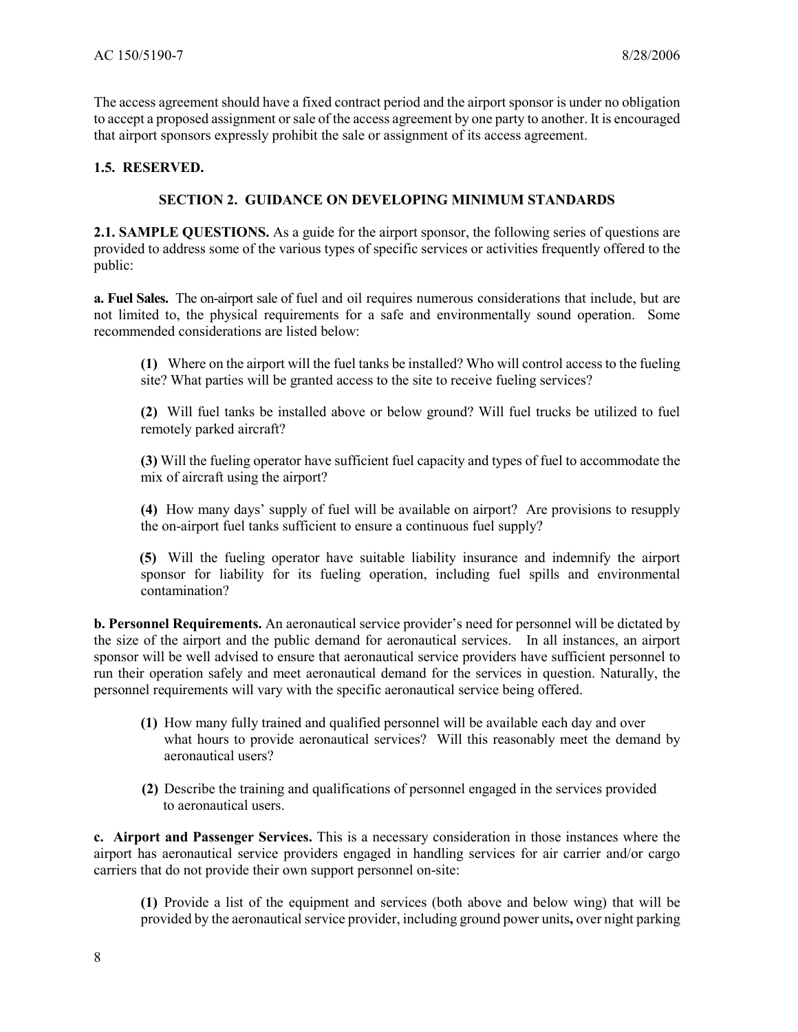The access agreement should have a fixed contract period and the airport sponsor is under no obligation to accept a proposed assignment or sale of the access agreement by one party to another. It is encouraged that airport sponsors expressly prohibit the sale or assignment of its access agreement.

**1.5. RESERVED.**

## SECTION 2. GUIDANCE ON DEVELOPING MINIMUM STANDARDS

**2.1. SAMPLE QUESTIONS.** As a guide for the airport sponsor, the following series of questions are provided to address some of the various types of specific services or activities frequently offered to the public:

**a. Fuel Sales.** The on-airport sale of fuel and oil requires numerous considerations that include, but are not limited to, the physical requirements for a safe and environmentally sound operation. Some recommended considerations are listed below:

**(1)** Where on the airport will the fuel tanks be installed? Who will control access to the fueling site? What parties will be granted access to the site to receive fueling services?

**(2)** Will fuel tanks be installed above or below ground? Will fuel trucks be utilized to fuel remotely parked aircraft?

**(3)** Will the fueling operator have sufficient fuel capacity and types of fuel to accommodate the mix of aircraft using the airport?

**(4)** How many days' supply of fuel will be available on airport? Are provisions to resupply the on-airport fuel tanks sufficient to ensure a continuous fuel supply?

**(5)** Will the fueling operator have suitable liability insurance and indemnify the airport sponsor for liability for its fueling operation, including fuel spills and environmental contamination?

**b. Personnel Requirements.** An aeronautical service provider's need for personnel will be dictated by the size of the airport and the public demand for aeronautical services. In all instances, an airport sponsor will be well advised to ensure that aeronautical service providers have sufficient personnel to run their operation safely and meet aeronautical demand for the services in question. Naturally, the personnel requirements will vary with the specific aeronautical service being offered.

**(1)** How many fully trained and qualified personnel will be available each day and over what hours to provide aeronautical services? Will this reasonably meet the demand by aeronautical users?

**(2)** Describe the training and qualifications of personnel engaged in the services provided to aeronautical users.

**c. Airport and Passenger Services.** This is a necessary consideration in those instances where the airport has aeronautical service providers engaged in handling services for air carrier and/or cargo carriers that do not provide their own support personnel on-site:

**(1)** Provide a list of the equipment and services (both above and below wing) that will be provided by the aeronautical service provider, including ground power units**,** over night parking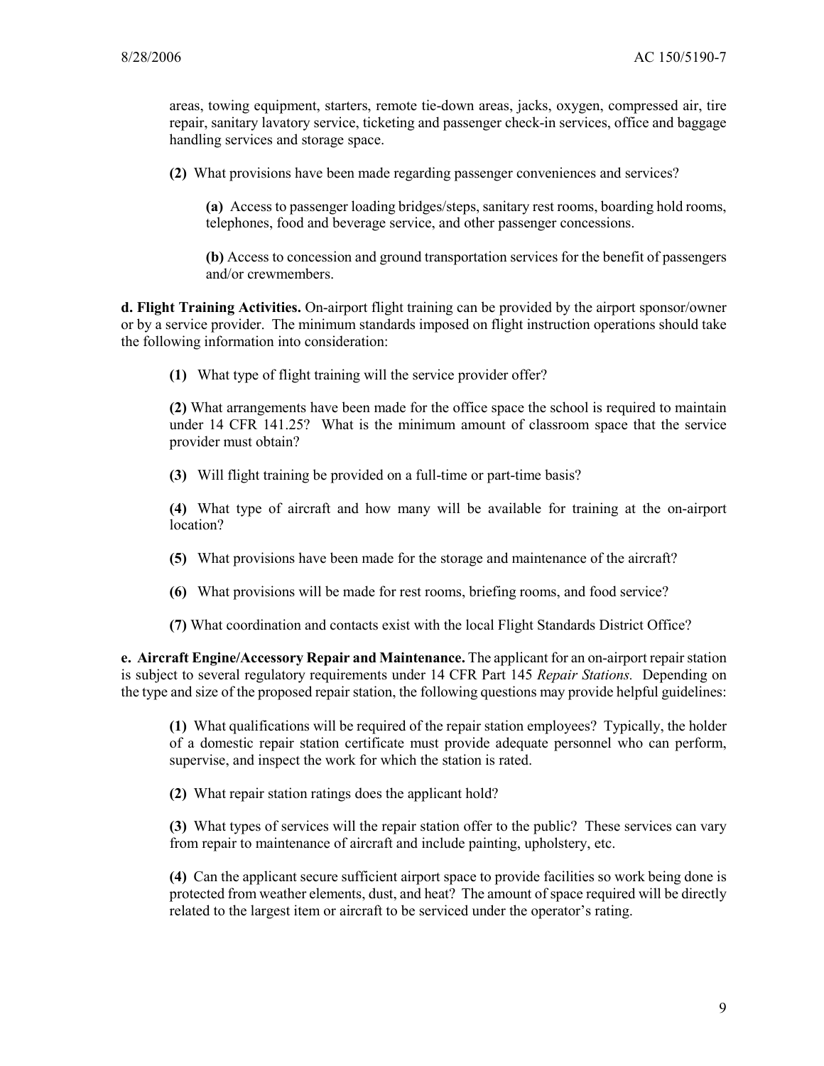areas, towing equipment, starters, remote tie-down areas, jacks, oxygen, compressed air, tire repair, sanitary lavatory service, ticketing and passenger check-in services, office and baggage handling services and storage space.

**(2)** What provisions have been made regarding passenger conveniences and services?

**(a)** Access to passenger loading bridges/steps, sanitary rest rooms, boarding hold rooms, telephones, food and beverage service, and other passenger concessions.

**(b)** Access to concession and ground transportation services for the benefit of passengers and/or crewmembers.

**d. Flight Training Activities.** On-airport flight training can be provided by the airport sponsor/owner or by a service provider. The minimum standards imposed on flight instruction operations should take the following information into consideration:

**(1)** What type of flight training will the service provider offer?

**(2)** What arrangements have been made for the office space the school is required to maintain under 14 CFR 141.25? What is the minimum amount of classroom space that the service provider must obtain?

**(3)** Will flight training be provided on a full-time or part-time basis?

**(4)** What type of aircraft and how many will be available for training at the on-airport location?

**(5)** What provisions have been made for the storage and maintenance of the aircraft?

**(6)** What provisions will be made for rest rooms, briefing rooms, and food service?

**(7)** What coordination and contacts exist with the local Flight Standards District Office?

**e. Aircraft Engine/Accessory Repair and Maintenance.** The applicant for an on-airport repair station is subject to several regulatory requirements under 14 CFR Part 145 *Repair Stations.* Depending on the type and size of the proposed repair station, the following questions may provide helpful guidelines:

**(1)** What qualifications will be required of the repair station employees? Typically, the holder of a domestic repair station certificate must provide adequate personnel who can perform, supervise, and inspect the work for which the station is rated.

**(2)** What repair station ratings does the applicant hold?

**(3)** What types of services will the repair station offer to the public? These services can vary from repair to maintenance of aircraft and include painting, upholstery, etc.

**(4)** Can the applicant secure sufficient airport space to provide facilities so work being done is protected from weather elements, dust, and heat? The amount of space required will be directly related to the largest item or aircraft to be serviced under the operator's rating.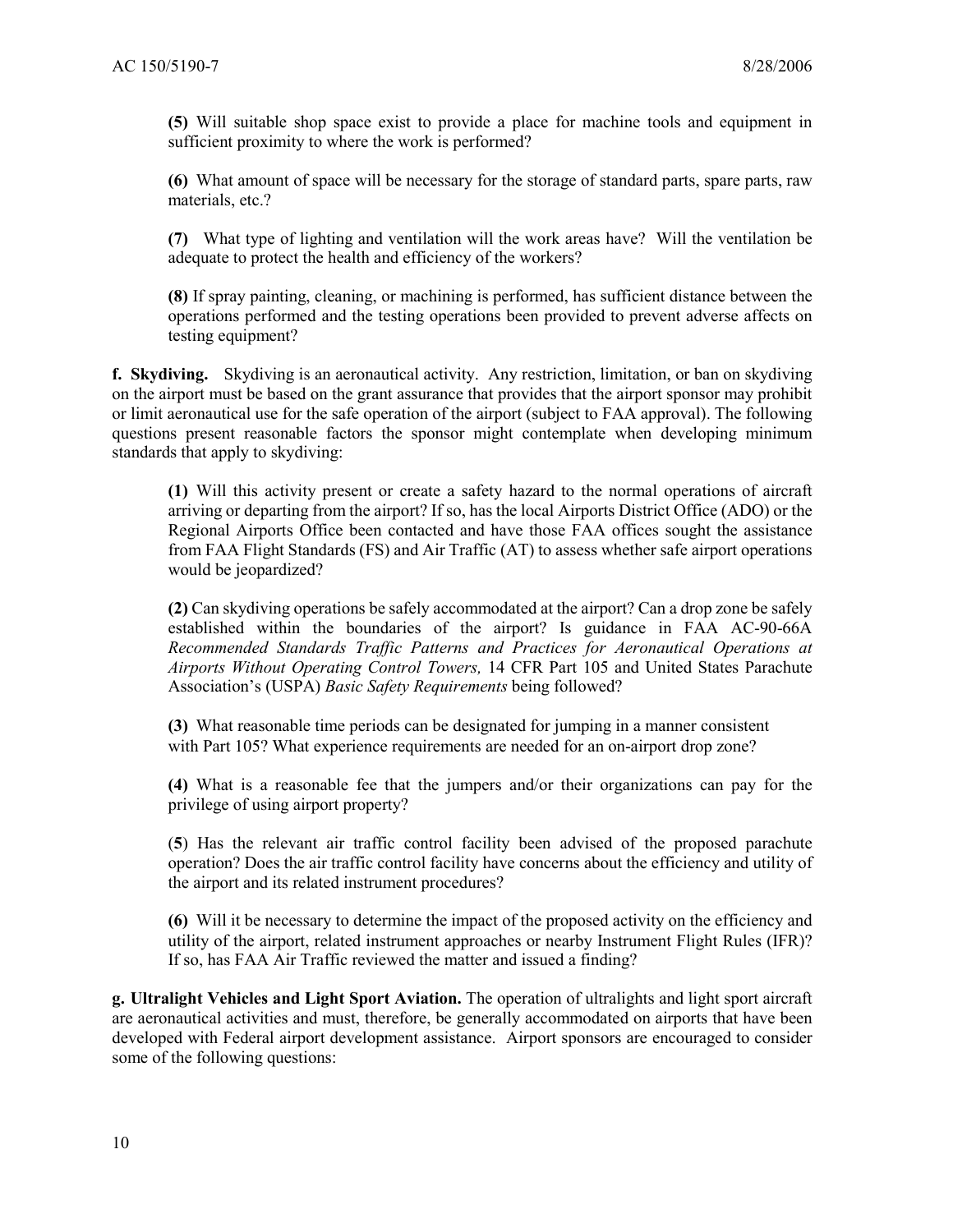**(5)** Will suitable shop space exist to provide a place for machine tools and equipment in sufficient proximity to where the work is performed?

**(6)** What amount of space will be necessary for the storage of standard parts, spare parts, raw materials, etc.?

**(7)** What type of lighting and ventilation will the work areas have? Will the ventilation be adequate to protect the health and efficiency of the workers?

**(8)** If spray painting, cleaning, or machining is performed, has sufficient distance between the operations performed and the testing operations been provided to prevent adverse affects on testing equipment?

**f. Skydiving.** Skydiving is an aeronautical activity. Any restriction, limitation, or ban on skydiving on the airport must be based on the grant assurance that provides that the airport sponsor may prohibit or limit aeronautical use for the safe operation of the airport (subject to FAA approval). The following questions present reasonable factors the sponsor might contemplate when developing minimum standards that apply to skydiving:

**(1)** Will this activity present or create a safety hazard to the normal operations of aircraft arriving or departing from the airport? If so, has the local Airports District Office (ADO) or the Regional Airports Office been contacted and have those FAA offices sought the assistance from FAA Flight Standards (FS) and Air Traffic (AT) to assess whether safe airport operations would be jeopardized?

**(2)** Can skydiving operations be safely accommodated at the airport? Can a drop zone be safely established within the boundaries of the airport? Is guidance in FAA AC-90-66A *Recommended Standards Traffic Patterns and Practices for Aeronautical Operations at Airports Without Operating Control Towers,* 14 CFR Part 105 and United States Parachute Association's (USPA) *Basic Safety Requirements* being followed?

**(3)** What reasonable time periods can be designated for jumping in a manner consistent with Part 105? What experience requirements are needed for an on-airport drop zone?

**(4)** What is a reasonable fee that the jumpers and/or their organizations can pay for the privilege of using airport property?

(**5**) Has the relevant air traffic control facility been advised of the proposed parachute operation? Does the air traffic control facility have concerns about the efficiency and utility of the airport and its related instrument procedures?

**(6)** Will it be necessary to determine the impact of the proposed activity on the efficiency and utility of the airport, related instrument approaches or nearby Instrument Flight Rules (IFR)? If so, has FAA Air Traffic reviewed the matter and issued a finding?

**g. Ultralight Vehicles and Light Sport Aviation.** The operation of ultralights and light sport aircraft are aeronautical activities and must, therefore, be generally accommodated on airports that have been developed with Federal airport development assistance. Airport sponsors are encouraged to consider some of the following questions: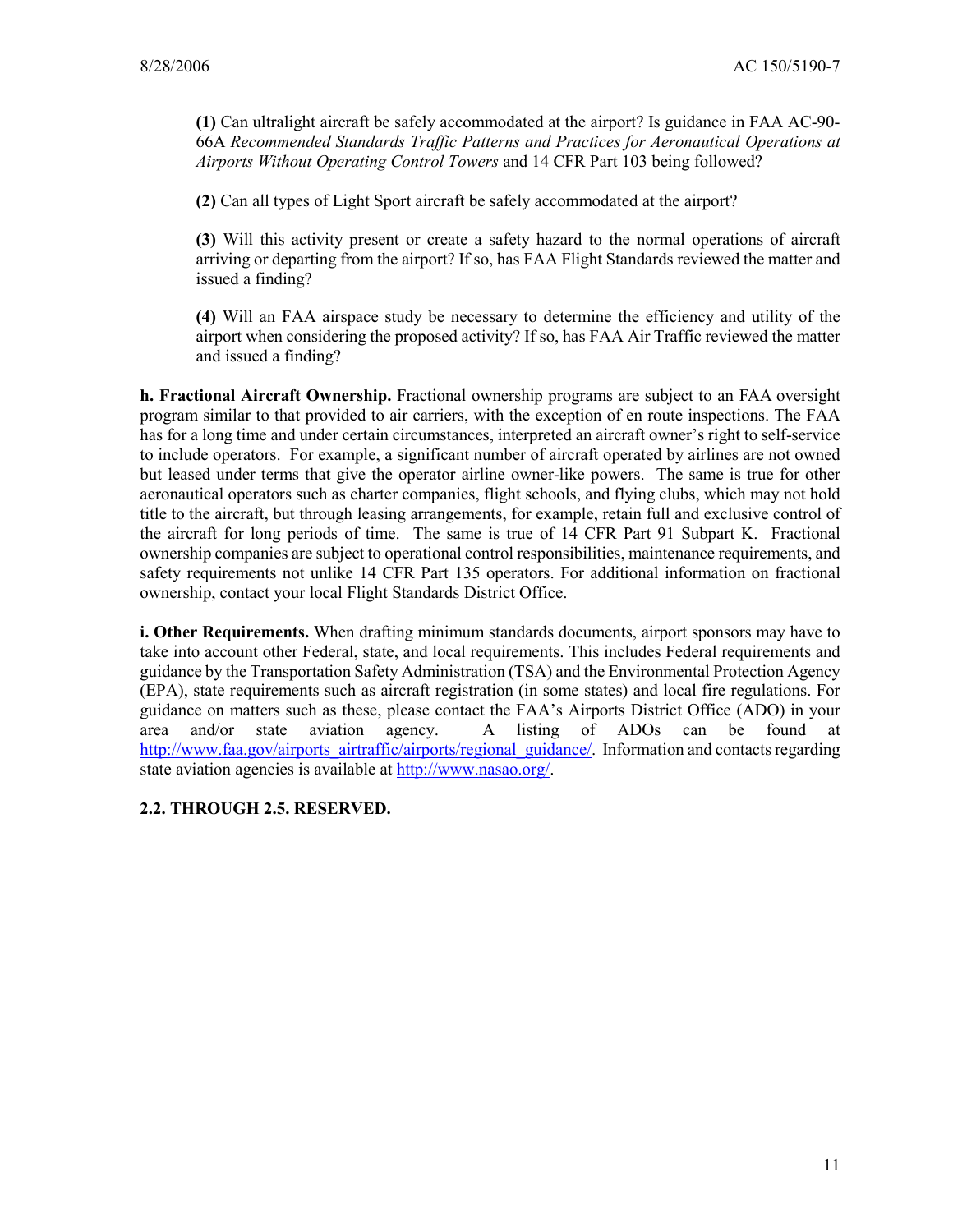**(1)** Can ultralight aircraft be safely accommodated at the airport? Is guidance in FAA AC-90-66A *Recommended Standards Traffic Patterns and Practices for Aeronautical Operations at Airports Without Operating Control Towers* and 14 CFR Part 103 being followed?

**(2)** Can all types of Light Sport aircraft be safely accommodated at the airport?

**(3)** Will this activity present or create a safety hazard to the normal operations of aircraft arriving or departing from the airport? If so, has FAA Flight Standards reviewed the matter and issued a finding?

**(4)** Will an FAA airspace study be necessary to determine the efficiency and utility of the airport when considering the proposed activity? If so, has FAA Air Traffic reviewed the matter and issued a finding?

**h. Fractional Aircraft Ownership.** Fractional ownership programs are subject to an FAA oversight program similar to that provided to air carriers, with the exception of en route inspections. The FAA has for a long time and under certain circumstances, interpreted an aircraft owner's right to self-service to include operators. For example, a significant number of aircraft operated by airlines are not owned but leased under terms that give the operator airline owner-like powers. The same is true for other aeronautical operators such as charter companies, flight schools, and flying clubs, which may not hold title to the aircraft, but through leasing arrangements, for example, retain full and exclusive control of the aircraft for long periods of time. The same is true of 14 CFR Part 91 Subpart K. Fractional ownership companies are subject to operational control responsibilities, maintenance requirements, and safety requirements not unlike 14 CFR Part 135 operators. For additional information on fractional ownership, contact your local Flight Standards District Office.

**i. Other Requirements.** When drafting minimum standards documents, airport sponsors may have to take into account other Federal, state, and local requirements. This includes Federal requirements and guidance by the Transportation Safety Administration (TSA) and the Environmental Protection Agency (EPA), state requirements such as aircraft registration (in some states) and local fire regulations. For guidance on matters such as these, please contact the FAA's Airports District Office (ADO) in your area and/or state aviation agency. A listing of ADOs can be found at http://www.faa.gov/airports_airtraffic/airports/regional_guidance/. Information and contacts regarding state aviation agencies is available at http://www.nasao.org/.

**2.2. THROUGH 2.5. RESERVED.**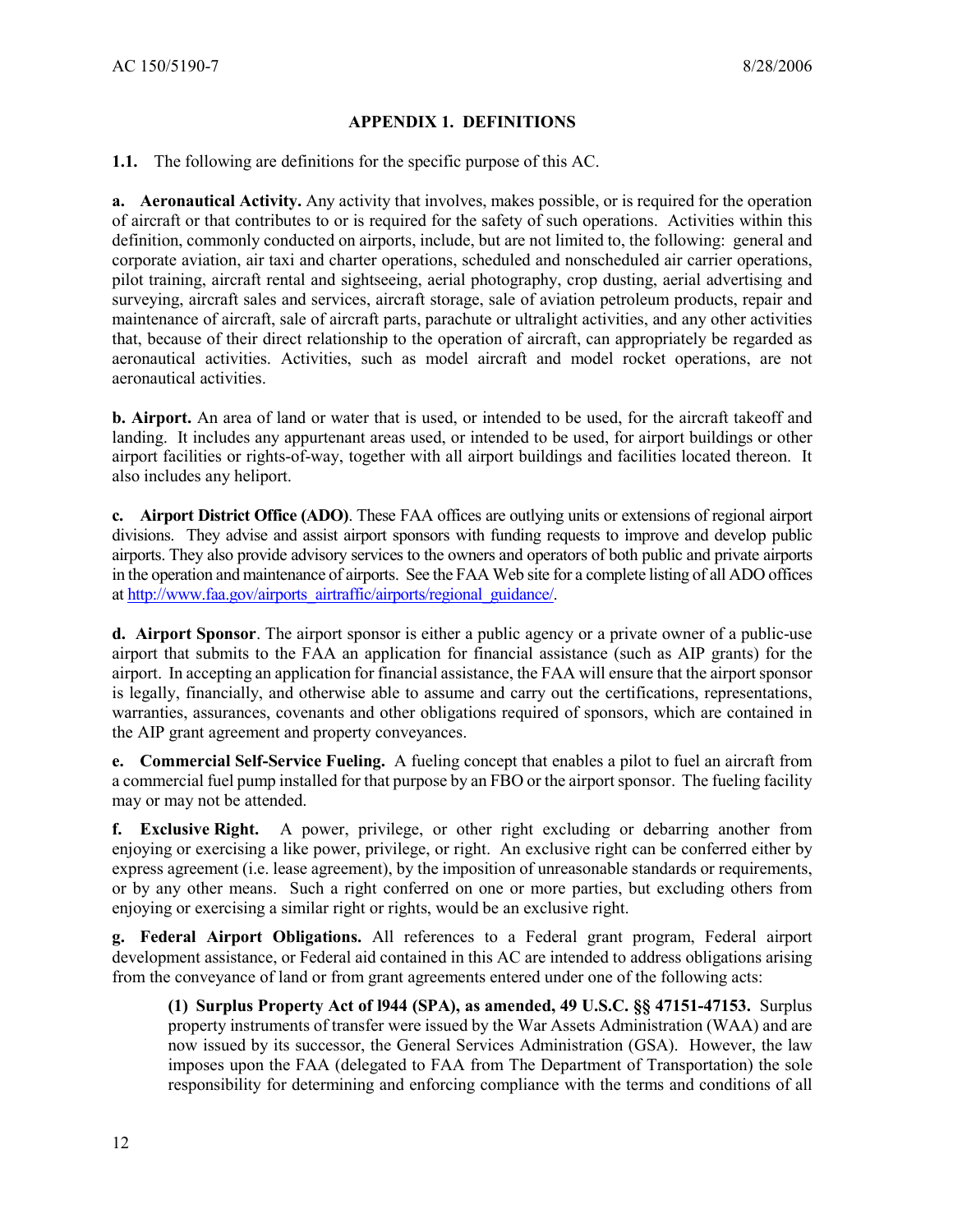## APPENDIX 1. DEFINITIONS

**1.1.** The following are definitions for the specific purpose of this AC.

**a. Aeronautical Activity.** Any activity that involves, makes possible, or is required for the operation of aircraft or that contributes to or is required for the safety of such operations. Activities within this definition, commonly conducted on airports, include, but are not limited to, the following: general and corporate aviation, air taxi and charter operations, scheduled and nonscheduled air carrier operations, pilot training, aircraft rental and sightseeing, aerial photography, crop dusting, aerial advertising and surveying, aircraft sales and services, aircraft storage, sale of aviation petroleum products, repair and maintenance of aircraft, sale of aircraft parts, parachute or ultralight activities, and any other activities that, because of their direct relationship to the operation of aircraft, can appropriately be regarded as aeronautical activities. Activities, such as model aircraft and model rocket operations, are not aeronautical activities.

**b. Airport.** An area of land or water that is used, or intended to be used, for the aircraft takeoff and landing. It includes any appurtenant areas used, or intended to be used, for airport buildings or other airport facilities or rights-of-way, together with all airport buildings and facilities located thereon. It also includes any heliport.

**c. Airport District Office (ADO)**. These FAA offices are outlying units or extensions of regional airport divisions. They advise and assist airport sponsors with funding requests to improve and develop public airports. They also provide advisory services to the owners and operators of both public and private airports in the operation and maintenance of airports. See the FAA Web site for a complete listing of all ADO offices at http://www.faa.gov/airports_airtraffic/airports/regional_guidance/.

**d. Airport Sponsor**. The airport sponsor is either a public agency or a private owner of a public-use airport that submits to the FAA an application for financial assistance (such as AIP grants) for the airport. In accepting an application for financial assistance, the FAA will ensure that the airport sponsor is legally, financially, and otherwise able to assume and carry out the certifications, representations, warranties, assurances, covenants and other obligations required of sponsors, which are contained in the AIP grant agreement and property conveyances.

**e. Commercial Self-Service Fueling.** A fueling concept that enables a pilot to fuel an aircraft from a commercial fuel pump installed for that purpose by an FBO or the airport sponsor. The fueling facility may or may not be attended.

**f. Exclusive Right.** A power, privilege, or other right excluding or debarring another from enjoying or exercising a like power, privilege, or right. An exclusive right can be conferred either by express agreement (i.e. lease agreement), by the imposition of unreasonable standards or requirements, or by any other means. Such a right conferred on one or more parties, but excluding others from enjoying or exercising a similar right or rights, would be an exclusive right.

**g. Federal Airport Obligations.** All references to a Federal grant program, Federal airport development assistance, or Federal aid contained in this AC are intended to address obligations arising from the conveyance of land or from grant agreements entered under one of the following acts:

**(1) Surplus Property Act of l944 (SPA), as amended, 49 U.S.C. §§ 47151-47153.** Surplus property instruments of transfer were issued by the War Assets Administration (WAA) and are now issued by its successor, the General Services Administration (GSA). However, the law imposes upon the FAA (delegated to FAA from The Department of Transportation) the sole responsibility for determining and enforcing compliance with the terms and conditions of all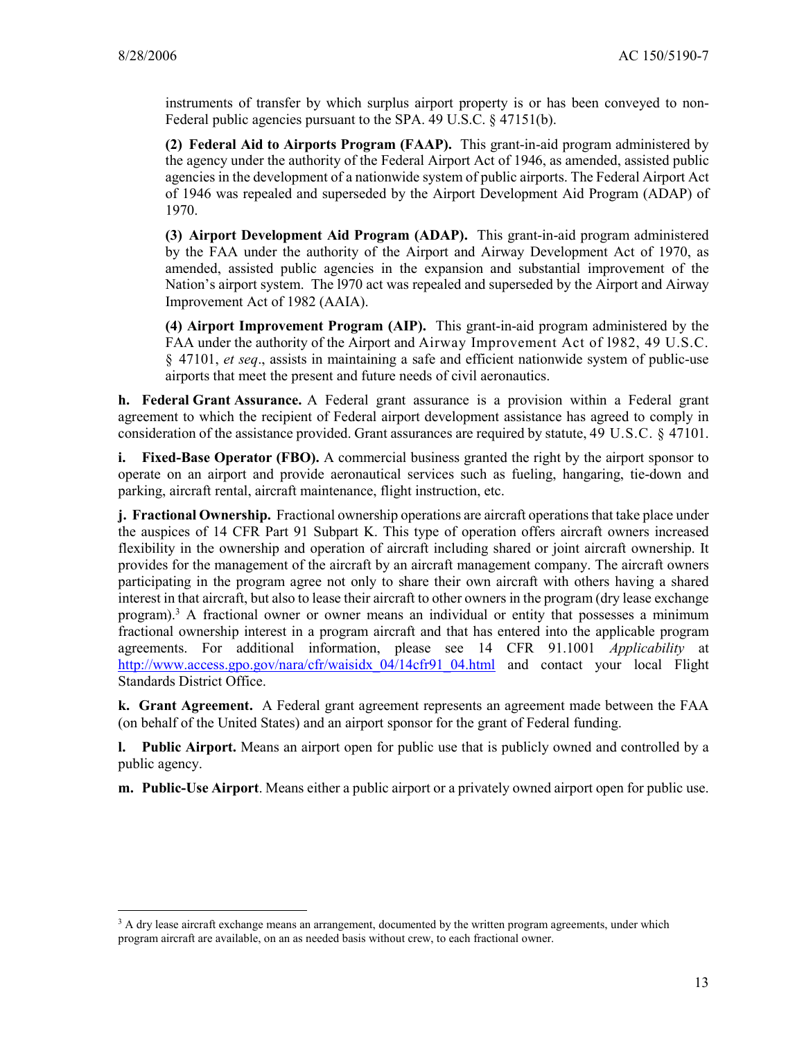instruments of transfer by which surplus airport property is or has been conveyed to non-Federal public agencies pursuant to the SPA. 49 U.S.C. § 47151(b).

**(2) Federal Aid to Airports Program (FAAP).** This grant-in-aid program administered by the agency under the authority of the Federal Airport Act of 1946, as amended, assisted public agencies in the development of a nationwide system of public airports. The Federal Airport Act of 1946 was repealed and superseded by the Airport Development Aid Program (ADAP) of 1970.

**(3) Airport Development Aid Program (ADAP).** This grant-in-aid program administered by the FAA under the authority of the Airport and Airway Development Act of 1970, as amended, assisted public agencies in the expansion and substantial improvement of the Nation's airport system. The l970 act was repealed and superseded by the Airport and Airway Improvement Act of 1982 (AAIA).

**(4) Airport Improvement Program (AIP).** This grant-in-aid program administered by the FAA under the authority of the Airport and Airway Improvement Act of l982, 49 U.S.C. § 47101, *et seq*., assists in maintaining a safe and efficient nationwide system of public-use airports that meet the present and future needs of civil aeronautics.

**h. Federal Grant Assurance.** A Federal grant assurance is a provision within a Federal grant agreement to which the recipient of Federal airport development assistance has agreed to comply in consideration of the assistance provided. Grant assurances are required by statute, 49 U.S.C. § 47101.

**i. Fixed-Base Operator (FBO).** A commercial business granted the right by the airport sponsor to operate on an airport and provide aeronautical services such as fueling, hangaring, tie-down and parking, aircraft rental, aircraft maintenance, flight instruction, etc.

**j. Fractional Ownership.** Fractional ownership operations are aircraft operations that take place under the auspices of 14 CFR Part 91 Subpart K. This type of operation offers aircraft owners increased flexibility in the ownership and operation of aircraft including shared or joint aircraft ownership. It provides for the management of the aircraft by an aircraft management company. The aircraft owners participating in the program agree not only to share their own aircraft with others having a shared interest in that aircraft, but also to lease their aircraft to other owners in the program (dry lease exchange program).[3] A fractional owner or owner means an individual or entity that possesses a minimum fractional ownership interest in a program aircraft and that has entered into the applicable program agreements. For additional information, please see 14 CFR 91.1001 *Applicability* at http://www.access.gpo.gov/nara/cfr/waisidx_04/14cfr91_04.html and contact your local Flight Standards District Office.

**k. Grant Agreement.** A Federal grant agreement represents an agreement made between the FAA (on behalf of the United States) and an airport sponsor for the grant of Federal funding.

**l. Public Airport.** Means an airport open for public use that is publicly owned and controlled by a public agency.

**m. Public-Use Airport**. Means either a public airport or a privately owned airport open for public use.

---

[3] A dry lease aircraft exchange means an arrangement, documented by the written program agreements, under which program aircraft are available, on an as needed basis without crew, to each fractional owner.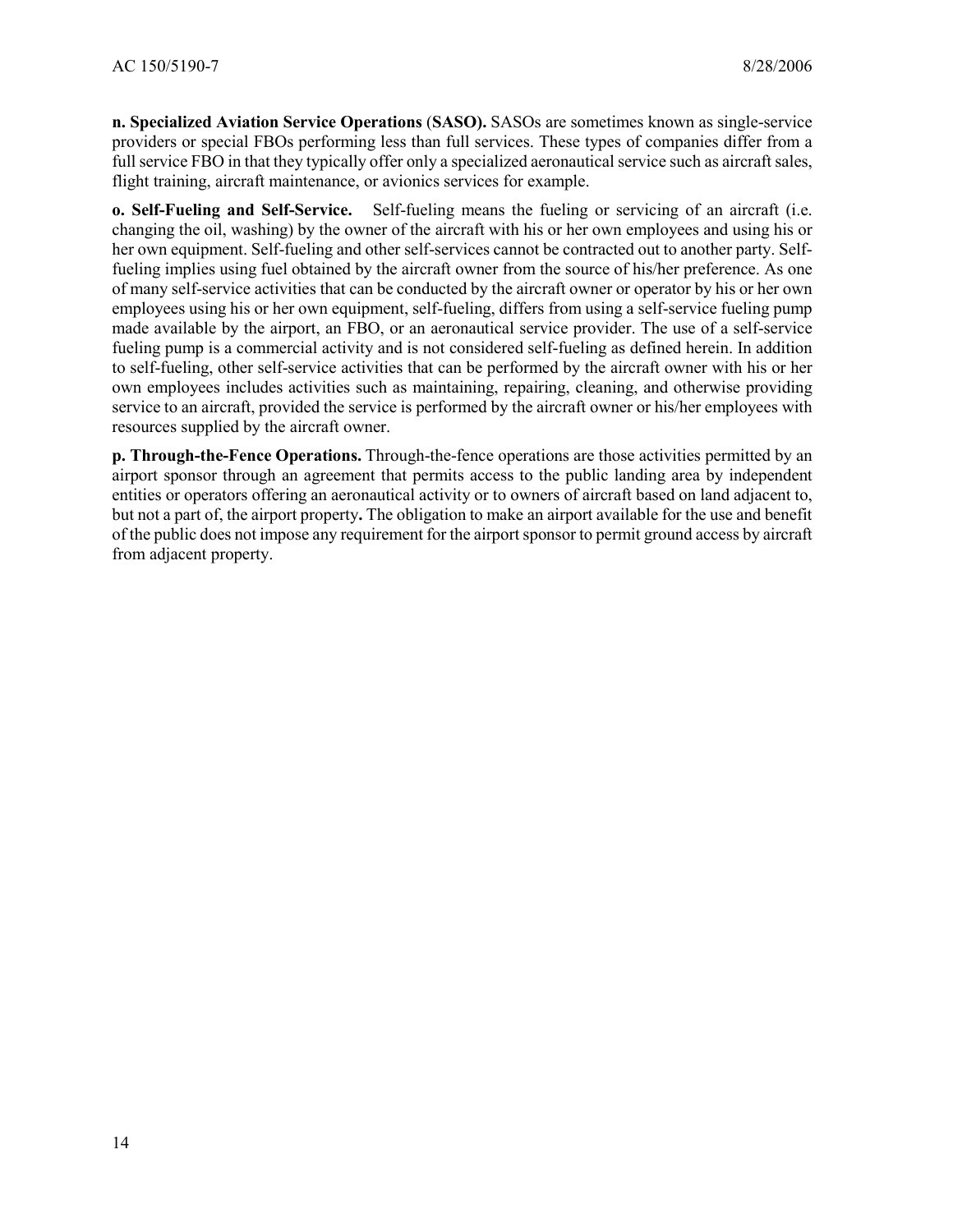**n. Specialized Aviation Service Operations (SASO).** SASOs are sometimes known as single-service providers or special FBOs performing less than full services. These types of companies differ from a full service FBO in that they typically offer only a specialized aeronautical service such as aircraft sales, flight training, aircraft maintenance, or avionics services for example.

**o. Self-Fueling and Self-Service.** Self-fueling means the fueling or servicing of an aircraft (i.e. changing the oil, washing) by the owner of the aircraft with his or her own employees and using his or her own equipment. Self-fueling and other self-services cannot be contracted out to another party. Self-fueling implies using fuel obtained by the aircraft owner from the source of his/her preference. As one of many self-service activities that can be conducted by the aircraft owner or operator by his or her own employees using his or her own equipment, self-fueling, differs from using a self-service fueling pump made available by the airport, an FBO, or an aeronautical service provider. The use of a self-service fueling pump is a commercial activity and is not considered self-fueling as defined herein. In addition to self-fueling, other self-service activities that can be performed by the aircraft owner with his or her own employees includes activities such as maintaining, repairing, cleaning, and otherwise providing service to an aircraft, provided the service is performed by the aircraft owner or his/her employees with resources supplied by the aircraft owner.

**p. Through-the-Fence Operations.** Through-the-fence operations are those activities permitted by an airport sponsor through an agreement that permits access to the public landing area by independent entities or operators offering an aeronautical activity or to owners of aircraft based on land adjacent to, but not a part of, the airport property**.** The obligation to make an airport available for the use and benefit of the public does not impose any requirement for the airport sponsor to permit ground access by aircraft from adjacent property.